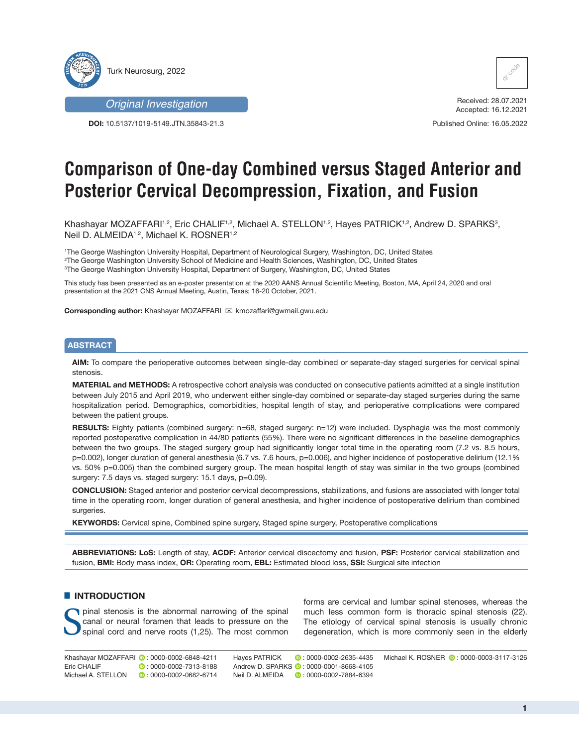Original Investigation

**DOI:** 10.5137/1019-5149.JTN.35843-21.3

Received: 28.07.2021
Accepted: 16.12.2021

Published Online: 16.05.2022

# Comparison of One-day Combined versus Staged Anterior and Posterior Cervical Decompression, Fixation, and Fusion

Khashayar MOZAFFARI[1,2], Eric CHALIF[1,2], Michael A. STELLON[1,2], Hayes PATRICK[1,2], Andrew D. SPARKS[3], Neil D. ALMEIDA[1,2], Michael K. ROSNER[1,2]

[1]The George Washington University Hospital, Department of Neurological Surgery, Washington, DC, United States
[2]The George Washington University School of Medicine and Health Sciences, Washington, DC, United States
[3]The George Washington University Hospital, Department of Surgery, Washington, DC, United States

This study has been presented as an e-poster presentation at the 2020 AANS Annual Scientific Meeting, Boston, MA, April 24, 2020 and oral presentation at the 2021 CNS Annual Meeting, Austin, Texas; 16-20 October, 2021.

**Corresponding author:** Khashayar MOZAFFARI ✉ kmozaffari@gwmail.gwu.edu

## ABSTRACT

**AIM:** To compare the perioperative outcomes between single-day combined or separate-day staged surgeries for cervical spinal stenosis.

**MATERIAL and METHODS:** A retrospective cohort analysis was conducted on consecutive patients admitted at a single institution between July 2015 and April 2019, who underwent either single-day combined or separate-day staged surgeries during the same hospitalization period. Demographics, comorbidities, hospital length of stay, and perioperative complications were compared between the patient groups.

**RESULTS:** Eighty patients (combined surgery: n=68, staged surgery: n=12) were included. Dysphagia was the most commonly reported postoperative complication in 44/80 patients (55%). There were no significant differences in the baseline demographics between the two groups. The staged surgery group had significantly longer total time in the operating room (7.2 vs. 8.5 hours, p=0.002), longer duration of general anesthesia (6.7 vs. 7.6 hours, p=0.006), and higher incidence of postoperative delirium (12.1% vs. 50% p=0.005) than the combined surgery group. The mean hospital length of stay was similar in the two groups (combined surgery: 7.5 days vs. staged surgery: 15.1 days, p=0.09).

**CONCLUSION:** Staged anterior and posterior cervical decompressions, stabilizations, and fusions are associated with longer total time in the operating room, longer duration of general anesthesia, and higher incidence of postoperative delirium than combined surgeries.

**KEYWORDS:** Cervical spine, Combined spine surgery, Staged spine surgery, Postoperative complications

**ABBREVIATIONS: LoS:** Length of stay, **ACDF:** Anterior cervical discectomy and fusion, **PSF:** Posterior cervical stabilization and fusion, **BMI:** Body mass index, **OR:** Operating room, **EBL:** Estimated blood loss, **SSI:** Surgical site infection

## INTRODUCTION

Spinal stenosis is the abnormal narrowing of the spinal canal or neural foramen that leads to pressure on the spinal cord and nerve roots (1,25). The most common forms are cervical and lumbar spinal stenoses, whereas the much less common form is thoracic spinal stenosis (22). The etiology of cervical spinal stenosis is usually chronic degeneration, which is more commonly seen in the elderly

Khashayar MOZAFFARI : 0000-0002-6848-4211
Eric CHALIF : 0000-0002-7313-8188
Michael A. STELLON : 0000-0002-0682-6714
Hayes PATRICK : 0000-0002-2635-4435
Andrew D. SPARKS : 0000-0001-8668-4105
Neil D. ALMEIDA : 0000-0002-7884-6394
Michael K. ROSNER : 0000-0003-3117-3126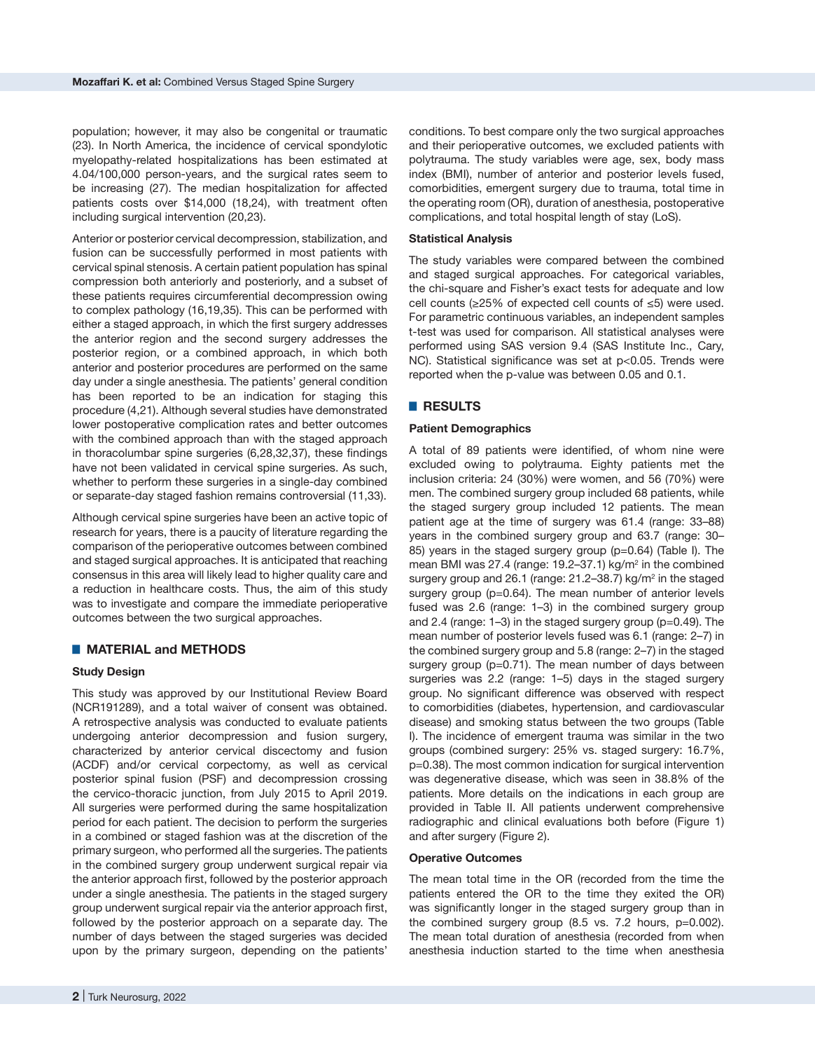population; however, it may also be congenital or traumatic (23). In North America, the incidence of cervical spondylotic myelopathy-related hospitalizations has been estimated at 4.04/100,000 person-years, and the surgical rates seem to be increasing (27). The median hospitalization for affected patients costs over $14,000 (18,24), with treatment often including surgical intervention (20,23).

Anterior or posterior cervical decompression, stabilization, and fusion can be successfully performed in most patients with cervical spinal stenosis. A certain patient population has spinal compression both anteriorly and posteriorly, and a subset of these patients requires circumferential decompression owing to complex pathology (16,19,35). This can be performed with either a staged approach, in which the first surgery addresses the anterior region and the second surgery addresses the posterior region, or a combined approach, in which both anterior and posterior procedures are performed on the same day under a single anesthesia. The patients' general condition has been reported to be an indication for staging this procedure (4,21). Although several studies have demonstrated lower postoperative complication rates and better outcomes with the combined approach than with the staged approach in thoracolumbar spine surgeries (6,28,32,37), these findings have not been validated in cervical spine surgeries. As such, whether to perform these surgeries in a single-day combined or separate-day staged fashion remains controversial (11,33).

Although cervical spine surgeries have been an active topic of research for years, there is a paucity of literature regarding the comparison of the perioperative outcomes between combined and staged surgical approaches. It is anticipated that reaching consensus in this area will likely lead to higher quality care and a reduction in healthcare costs. Thus, the aim of this study was to investigate and compare the immediate perioperative outcomes between the two surgical approaches.

## MATERIAL and METHODS

### Study Design

This study was approved by our Institutional Review Board (NCR191289), and a total waiver of consent was obtained. A retrospective analysis was conducted to evaluate patients undergoing anterior decompression and fusion surgery, characterized by anterior cervical discectomy and fusion (ACDF) and/or cervical corpectomy, as well as cervical posterior spinal fusion (PSF) and decompression crossing the cervico-thoracic junction, from July 2015 to April 2019. All surgeries were performed during the same hospitalization period for each patient. The decision to perform the surgeries in a combined or staged fashion was at the discretion of the primary surgeon, who performed all the surgeries. The patients in the combined surgery group underwent surgical repair via the anterior approach first, followed by the posterior approach under a single anesthesia. The patients in the staged surgery group underwent surgical repair via the anterior approach first, followed by the posterior approach on a separate day. The number of days between the staged surgeries was decided upon by the primary surgeon, depending on the patients' conditions. To best compare only the two surgical approaches and their perioperative outcomes, we excluded patients with polytrauma. The study variables were age, sex, body mass index (BMI), number of anterior and posterior levels fused, comorbidities, emergent surgery due to trauma, total time in the operating room (OR), duration of anesthesia, postoperative complications, and total hospital length of stay (LoS).

### Statistical Analysis

The study variables were compared between the combined and staged surgical approaches. For categorical variables, the chi-square and Fisher's exact tests for adequate and low cell counts (≥25% of expected cell counts of ≤5) were used. For parametric continuous variables, an independent samples t-test was used for comparison. All statistical analyses were performed using SAS version 9.4 (SAS Institute Inc., Cary, NC). Statistical significance was set at $p<0.05$. Trends were reported when the p-value was between 0.05 and 0.1.

## RESULTS

### Patient Demographics

A total of 89 patients were identified, of whom nine were excluded owing to polytrauma. Eighty patients met the inclusion criteria: 24 (30%) were women, and 56 (70%) were men. The combined surgery group included 68 patients, while the staged surgery group included 12 patients. The mean patient age at the time of surgery was 61.4 (range: 33–88) years in the combined surgery group and 63.7 (range: 30–85) years in the staged surgery group ($p=0.64$) (Table I). The mean BMI was 27.4 (range: 19.2–37.1) kg/m$^2$ in the combined surgery group and 26.1 (range: 21.2–38.7) kg/m$^2$ in the staged surgery group ($p=0.64$). The mean number of anterior levels fused was 2.6 (range: 1–3) in the combined surgery group and 2.4 (range: 1–3) in the staged surgery group ($p=0.49$). The mean number of posterior levels fused was 6.1 (range: 2–7) in the combined surgery group and 5.8 (range: 2–7) in the staged surgery group ($p=0.71$). The mean number of days between surgeries was 2.2 (range: 1–5) days in the staged surgery group. No significant difference was observed with respect to comorbidities (diabetes, hypertension, and cardiovascular disease) and smoking status between the two groups (Table I). The incidence of emergent trauma was similar in the two groups (combined surgery: 25% vs. staged surgery: 16.7%, $p=0.38$). The most common indication for surgical intervention was degenerative disease, which was seen in 38.8% of the patients. More details on the indications in each group are provided in Table II. All patients underwent comprehensive radiographic and clinical evaluations both before (Figure 1) and after surgery (Figure 2).

### Operative Outcomes

The mean total time in the OR (recorded from the time the patients entered the OR to the time they exited the OR) was significantly longer in the staged surgery group than in the combined surgery group (8.5 vs. 7.2 hours, $p=0.002$). The mean total duration of anesthesia (recorded from when anesthesia induction started to the time when anesthesia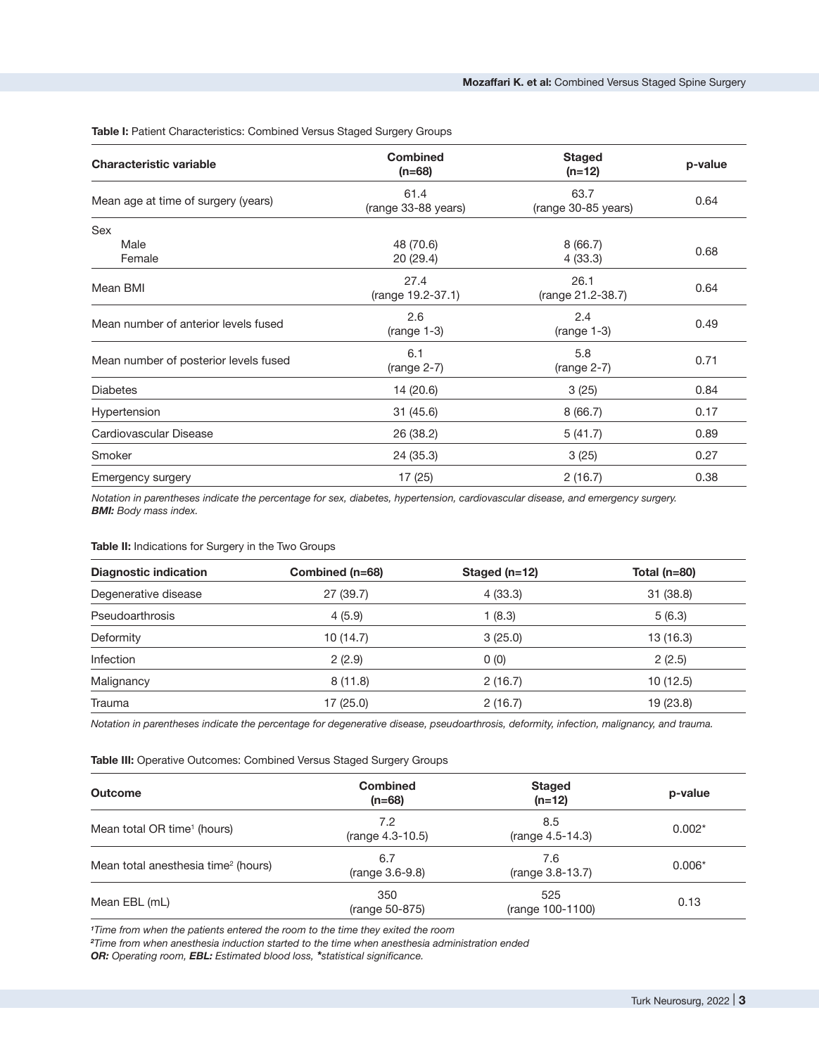**Table I:** Patient Characteristics: Combined Versus Staged Surgery Groups

| Characteristic variable | Combined (n=68) | Staged (n=12) | p-value |
|---|---|---|---|
| Mean age at time of surgery (years) | 61.4 (range 33-88 years) | 63.7 (range 30-85 years) | 0.64 |
| Sex | | | |
| Male | 48 (70.6) | 8 (66.7) | 0.68 |
| Female | 20 (29.4) | 4 (33.3) | |
| Mean BMI | 27.4 (range 19.2-37.1) | 26.1 (range 21.2-38.7) | 0.64 |
| Mean number of anterior levels fused | 2.6 (range 1-3) | 2.4 (range 1-3) | 0.49 |
| Mean number of posterior levels fused | 6.1 (range 2-7) | 5.8 (range 2-7) | 0.71 |
| Diabetes | 14 (20.6) | 3 (25) | 0.84 |
| Hypertension | 31 (45.6) | 8 (66.7) | 0.17 |
| Cardiovascular Disease | 26 (38.2) | 5 (41.7) | 0.89 |
| Smoker | 24 (35.3) | 3 (25) | 0.27 |
| Emergency surgery | 17 (25) | 2 (16.7) | 0.38 |

*Notation in parentheses indicate the percentage for sex, diabetes, hypertension, cardiovascular disease, and emergency surgery.*
***BMI:** Body mass index.*

**Table II:** Indications for Surgery in the Two Groups

| Diagnostic indication | Combined (n=68) | Staged (n=12) | Total (n=80) |
|---|---|---|---|
| Degenerative disease | 27 (39.7) | 4 (33.3) | 31 (38.8) |
| Pseudoarthrosis | 4 (5.9) | 1 (8.3) | 5 (6.3) |
| Deformity | 10 (14.7) | 3 (25.0) | 13 (16.3) |
| Infection | 2 (2.9) | 0 (0) | 2 (2.5) |
| Malignancy | 8 (11.8) | 2 (16.7) | 10 (12.5) |
| Trauma | 17 (25.0) | 2 (16.7) | 19 (23.8) |

*Notation in parentheses indicate the percentage for degenerative disease, pseudoarthrosis, deformity, infection, malignancy, and trauma.*

**Table III:** Operative Outcomes: Combined Versus Staged Surgery Groups

| Outcome | Combined (n=68) | Staged (n=12) | p-value |
|---|---|---|---|
| Mean total OR time[1] (hours) | 7.2 (range 4.3-10.5) | 8.5 (range 4.5-14.3) | 0.002* |
| Mean total anesthesia time[2] (hours) | 6.7 (range 3.6-9.8) | 7.6 (range 3.8-13.7) | 0.006* |
| Mean EBL (mL) | 350 (range 50-875) | 525 (range 100-1100) | 0.13 |

*[1]Time from when the patients entered the room to the time they exited the room*
*[2]Time from when anesthesia induction started to the time when anesthesia administration ended*
***OR:** Operating room, **EBL:** Estimated blood loss, **\***statistical significance.*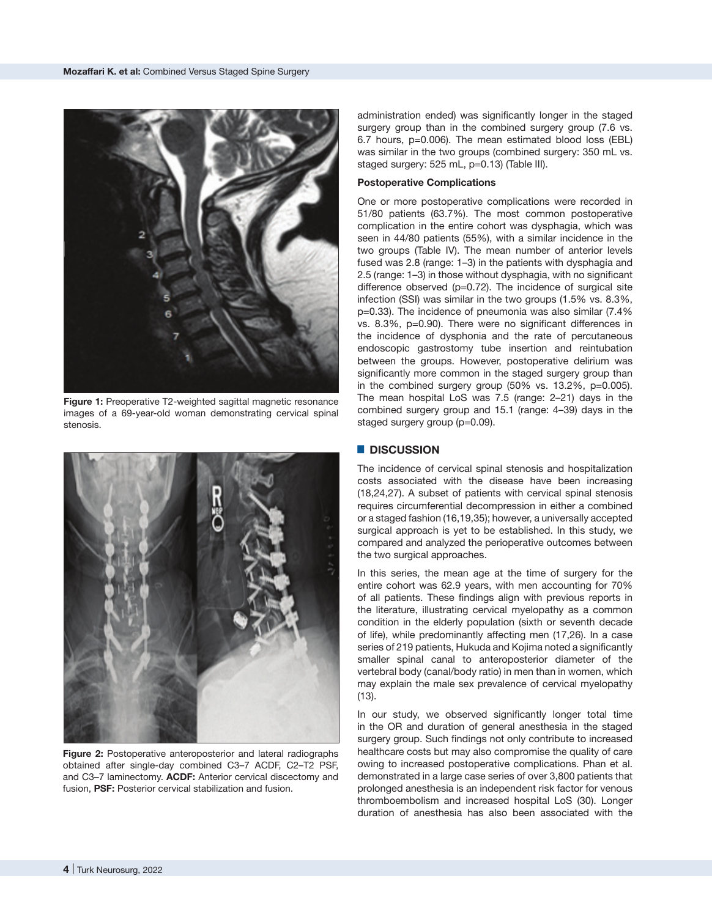**Figure 1:** Preoperative T2-weighted sagittal magnetic resonance images of a 69-year-old woman demonstrating cervical spinal stenosis.

**Figure 2:** Postoperative anteroposterior and lateral radiographs obtained after single-day combined C3–7 ACDF, C2–T2 PSF, and C3–7 laminectomy. **ACDF:** Anterior cervical discectomy and fusion, **PSF:** Posterior cervical stabilization and fusion.

administration ended) was significantly longer in the staged surgery group than in the combined surgery group (7.6 vs. 6.7 hours, p=0.006). The mean estimated blood loss (EBL) was similar in the two groups (combined surgery: 350 mL vs. staged surgery: 525 mL, p=0.13) (Table III).

**Postoperative Complications**

One or more postoperative complications were recorded in 51/80 patients (63.7%). The most common postoperative complication in the entire cohort was dysphagia, which was seen in 44/80 patients (55%), with a similar incidence in the two groups (Table IV). The mean number of anterior levels fused was 2.8 (range: 1–3) in the patients with dysphagia and 2.5 (range: 1–3) in those without dysphagia, with no significant difference observed (p=0.72). The incidence of surgical site infection (SSI) was similar in the two groups (1.5% vs. 8.3%, p=0.33). The incidence of pneumonia was also similar (7.4% vs. 8.3%, p=0.90). There were no significant differences in the incidence of dysphonia and the rate of percutaneous endoscopic gastrostomy tube insertion and reintubation between the groups. However, postoperative delirium was significantly more common in the staged surgery group than in the combined surgery group (50% vs. 13.2%, p=0.005). The mean hospital LoS was 7.5 (range: 2–21) days in the combined surgery group and 15.1 (range: 4–39) days in the staged surgery group (p=0.09).

## DISCUSSION

The incidence of cervical spinal stenosis and hospitalization costs associated with the disease have been increasing (18,24,27). A subset of patients with cervical spinal stenosis requires circumferential decompression in either a combined or a staged fashion (16,19,35); however, a universally accepted surgical approach is yet to be established. In this study, we compared and analyzed the perioperative outcomes between the two surgical approaches.

In this series, the mean age at the time of surgery for the entire cohort was 62.9 years, with men accounting for 70% of all patients. These findings align with previous reports in the literature, illustrating cervical myelopathy as a common condition in the elderly population (sixth or seventh decade of life), while predominantly affecting men (17,26). In a case series of 219 patients, Hukuda and Kojima noted a significantly smaller spinal canal to anteroposterior diameter of the vertebral body (canal/body ratio) in men than in women, which may explain the male sex prevalence of cervical myelopathy (13).

In our study, we observed significantly longer total time in the OR and duration of general anesthesia in the staged surgery group. Such findings not only contribute to increased healthcare costs but may also compromise the quality of care owing to increased postoperative complications. Phan et al. demonstrated in a large case series of over 3,800 patients that prolonged anesthesia is an independent risk factor for venous thromboembolism and increased hospital LoS (30). Longer duration of anesthesia has also been associated with the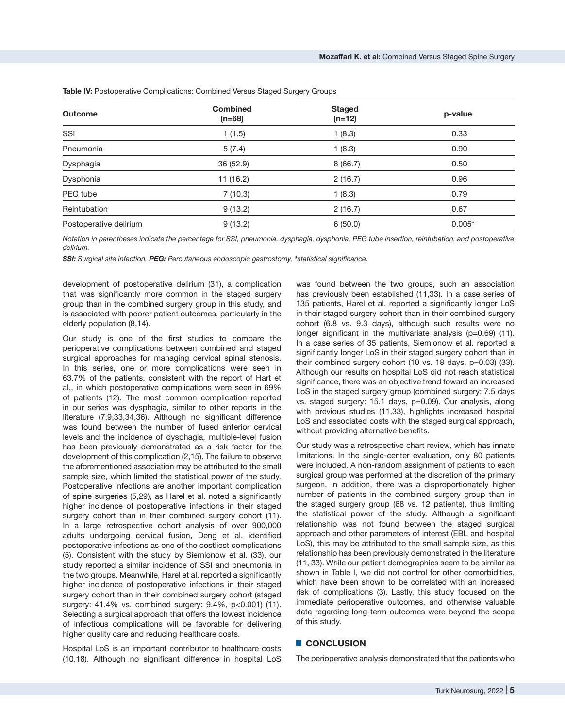**Table IV:** Postoperative Complications: Combined Versus Staged Surgery Groups

| Outcome | Combined (n=68) | Staged (n=12) | p-value |
|---|---|---|---|
| SSI | 1 (1.5) | 1 (8.3) | 0.33 |
| Pneumonia | 5 (7.4) | 1 (8.3) | 0.90 |
| Dysphagia | 36 (52.9) | 8 (66.7) | 0.50 |
| Dysphonia | 11 (16.2) | 2 (16.7) | 0.96 |
| PEG tube | 7 (10.3) | 1 (8.3) | 0.79 |
| Reintubation | 9 (13.2) | 2 (16.7) | 0.67 |
| Postoperative delirium | 9 (13.2) | 6 (50.0) | 0.005* |

*Notation in parentheses indicate the percentage for SSI, pneumonia, dysphagia, dysphonia, PEG tube insertion, reintubation, and postoperative delirium.*

***SSI:** Surgical site infection, **PEG:** Percutaneous endoscopic gastrostomy, *statistical significance.*

development of postoperative delirium (31), a complication that was significantly more common in the staged surgery group than in the combined surgery group in this study, and is associated with poorer patient outcomes, particularly in the elderly population (8,14).

Our study is one of the first studies to compare the perioperative complications between combined and staged surgical approaches for managing cervical spinal stenosis. In this series, one or more complications were seen in 63.7% of the patients, consistent with the report of Hart et al., in which postoperative complications were seen in 69% of patients (12). The most common complication reported in our series was dysphagia, similar to other reports in the literature (7,9,33,34,36). Although no significant difference was found between the number of fused anterior cervical levels and the incidence of dysphagia, multiple-level fusion has been previously demonstrated as a risk factor for the development of this complication (2,15). The failure to observe the aforementioned association may be attributed to the small sample size, which limited the statistical power of the study. Postoperative infections are another important complication of spine surgeries (5,29), as Harel et al. noted a significantly higher incidence of postoperative infections in their staged surgery cohort than in their combined surgery cohort (11). In a large retrospective cohort analysis of over 900,000 adults undergoing cervical fusion, Deng et al. identified postoperative infections as one of the costliest complications (5). Consistent with the study by Siemionow et al. (33), our study reported a similar incidence of SSI and pneumonia in the two groups. Meanwhile, Harel et al. reported a significantly higher incidence of postoperative infections in their staged surgery cohort than in their combined surgery cohort (staged surgery: 41.4% vs. combined surgery: 9.4%, $p<0.001$) (11). Selecting a surgical approach that offers the lowest incidence of infectious complications will be favorable for delivering higher quality care and reducing healthcare costs.

Hospital LoS is an important contributor to healthcare costs (10,18). Although no significant difference in hospital LoS was found between the two groups, such an association has previously been established (11,33). In a case series of 135 patients, Harel et al. reported a significantly longer LoS in their staged surgery cohort than in their combined surgery cohort (6.8 vs. 9.3 days), although such results were no longer significant in the multivariate analysis ($p=0.69$) (11). In a case series of 35 patients, Siemionow et al. reported a significantly longer LoS in their staged surgery cohort than in their combined surgery cohort (10 vs. 18 days, $p=0.03$) (33). Although our results on hospital LoS did not reach statistical significance, there was an objective trend toward an increased LoS in the staged surgery group (combined surgery: 7.5 days vs. staged surgery: 15.1 days, $p=0.09$). Our analysis, along with previous studies (11,33), highlights increased hospital LoS and associated costs with the staged surgical approach, without providing alternative benefits.

Our study was a retrospective chart review, which has innate limitations. In the single-center evaluation, only 80 patients were included. A non-random assignment of patients to each surgical group was performed at the discretion of the primary surgeon. In addition, there was a disproportionately higher number of patients in the combined surgery group than in the staged surgery group (68 vs. 12 patients), thus limiting the statistical power of the study. Although a significant relationship was not found between the staged surgical approach and other parameters of interest (EBL and hospital LoS), this may be attributed to the small sample size, as this relationship has been previously demonstrated in the literature (11, 33). While our patient demographics seem to be similar as shown in Table I, we did not control for other comorbidities, which have been shown to be correlated with an increased risk of complications (3). Lastly, this study focused on the immediate perioperative outcomes, and otherwise valuable data regarding long-term outcomes were beyond the scope of this study.

## CONCLUSION

The perioperative analysis demonstrated that the patients who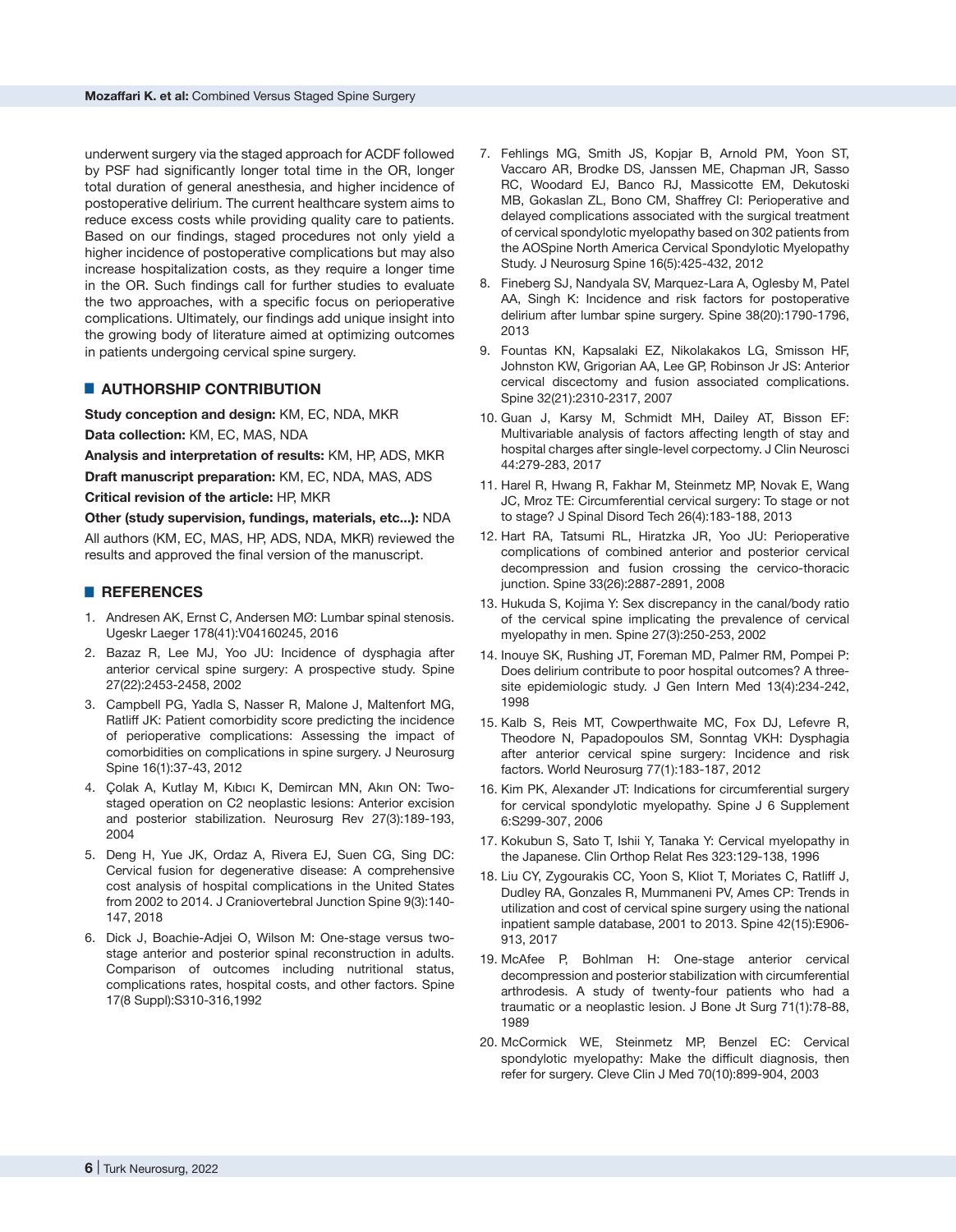underwent surgery via the staged approach for ACDF followed by PSF had significantly longer total time in the OR, longer total duration of general anesthesia, and higher incidence of postoperative delirium. The current healthcare system aims to reduce excess costs while providing quality care to patients. Based on our findings, staged procedures not only yield a higher incidence of postoperative complications but may also increase hospitalization costs, as they require a longer time in the OR. Such findings call for further studies to evaluate the two approaches, with a specific focus on perioperative complications. Ultimately, our findings add unique insight into the growing body of literature aimed at optimizing outcomes in patients undergoing cervical spine surgery.

## AUTHORSHIP CONTRIBUTION

**Study conception and design:** KM, EC, NDA, MKR

**Data collection:** KM, EC, MAS, NDA

**Analysis and interpretation of results:** KM, HP, ADS, MKR

**Draft manuscript preparation:** KM, EC, NDA, MAS, ADS

**Critical revision of the article:** HP, MKR

**Other (study supervision, fundings, materials, etc...):** NDA

All authors (KM, EC, MAS, HP, ADS, NDA, MKR) reviewed the results and approved the final version of the manuscript.

## REFERENCES

1. Andresen AK, Ernst C, Andersen MØ: Lumbar spinal stenosis. Ugeskr Laeger 178(41):V04160245, 2016
2. Bazaz R, Lee MJ, Yoo JU: Incidence of dysphagia after anterior cervical spine surgery: A prospective study. Spine 27(22):2453-2458, 2002
3. Campbell PG, Yadla S, Nasser R, Malone J, Maltenfort MG, Ratliff JK: Patient comorbidity score predicting the incidence of perioperative complications: Assessing the impact of comorbidities on complications in spine surgery. J Neurosurg Spine 16(1):37-43, 2012
4. Çolak A, Kutlay M, Kıbıcı K, Demircan MN, Akın ON: Two-staged operation on C2 neoplastic lesions: Anterior excision and posterior stabilization. Neurosurg Rev 27(3):189-193, 2004
5. Deng H, Yue JK, Ordaz A, Rivera EJ, Suen CG, Sing DC: Cervical fusion for degenerative disease: A comprehensive cost analysis of hospital complications in the United States from 2002 to 2014. J Craniovertebral Junction Spine 9(3):140-147, 2018
6. Dick J, Boachie-Adjei O, Wilson M: One-stage versus two-stage anterior and posterior spinal reconstruction in adults. Comparison of outcomes including nutritional status, complications rates, hospital costs, and other factors. Spine 17(8 Suppl):S310-316,1992
7. Fehlings MG, Smith JS, Kopjar B, Arnold PM, Yoon ST, Vaccaro AR, Brodke DS, Janssen ME, Chapman JR, Sasso RC, Woodard EJ, Banco RJ, Massicotte EM, Dekutoski MB, Gokaslan ZL, Bono CM, Shaffrey CI: Perioperative and delayed complications associated with the surgical treatment of cervical spondylotic myelopathy based on 302 patients from the AOSpine North America Cervical Spondylotic Myelopathy Study. J Neurosurg Spine 16(5):425-432, 2012
8. Fineberg SJ, Nandyala SV, Marquez-Lara A, Oglesby M, Patel AA, Singh K: Incidence and risk factors for postoperative delirium after lumbar spine surgery. Spine 38(20):1790-1796, 2013
9. Fountas KN, Kapsalaki EZ, Nikolakakos LG, Smisson HF, Johnston KW, Grigorian AA, Lee GP, Robinson Jr JS: Anterior cervical discectomy and fusion associated complications. Spine 32(21):2310-2317, 2007
10. Guan J, Karsy M, Schmidt MH, Dailey AT, Bisson EF: Multivariable analysis of factors affecting length of stay and hospital charges after single-level corpectomy. J Clin Neurosci 44:279-283, 2017
11. Harel R, Hwang R, Fakhar M, Steinmetz MP, Novak E, Wang JC, Mroz TE: Circumferential cervical surgery: To stage or not to stage? J Spinal Disord Tech 26(4):183-188, 2013
12. Hart RA, Tatsumi RL, Hiratzka JR, Yoo JU: Perioperative complications of combined anterior and posterior cervical decompression and fusion crossing the cervico-thoracic junction. Spine 33(26):2887-2891, 2008
13. Hukuda S, Kojima Y: Sex discrepancy in the canal/body ratio of the cervical spine implicating the prevalence of cervical myelopathy in men. Spine 27(3):250-253, 2002
14. Inouye SK, Rushing JT, Foreman MD, Palmer RM, Pompei P: Does delirium contribute to poor hospital outcomes? A three-site epidemiologic study. J Gen Intern Med 13(4):234-242, 1998
15. Kalb S, Reis MT, Cowperthwaite MC, Fox DJ, Lefevre R, Theodore N, Papadopoulos SM, Sonntag VKH: Dysphagia after anterior cervical spine surgery: Incidence and risk factors. World Neurosurg 77(1):183-187, 2012
16. Kim PK, Alexander JT: Indications for circumferential surgery for cervical spondylotic myelopathy. Spine J 6 Supplement 6:S299-307, 2006
17. Kokubun S, Sato T, Ishii Y, Tanaka Y: Cervical myelopathy in the Japanese. Clin Orthop Relat Res 323:129-138, 1996
18. Liu CY, Zygourakis CC, Yoon S, Kliot T, Moriates C, Ratliff J, Dudley RA, Gonzales R, Mummaneni PV, Ames CP: Trends in utilization and cost of cervical spine surgery using the national inpatient sample database, 2001 to 2013. Spine 42(15):E906-913, 2017
19. McAfee P, Bohlman H: One-stage anterior cervical decompression and posterior stabilization with circumferential arthrodesis. A study of twenty-four patients who had a traumatic or a neoplastic lesion. J Bone Jt Surg 71(1):78-88, 1989
20. McCormick WE, Steinmetz MP, Benzel EC: Cervical spondylotic myelopathy: Make the difficult diagnosis, then refer for surgery. Cleve Clin J Med 70(10):899-904, 2003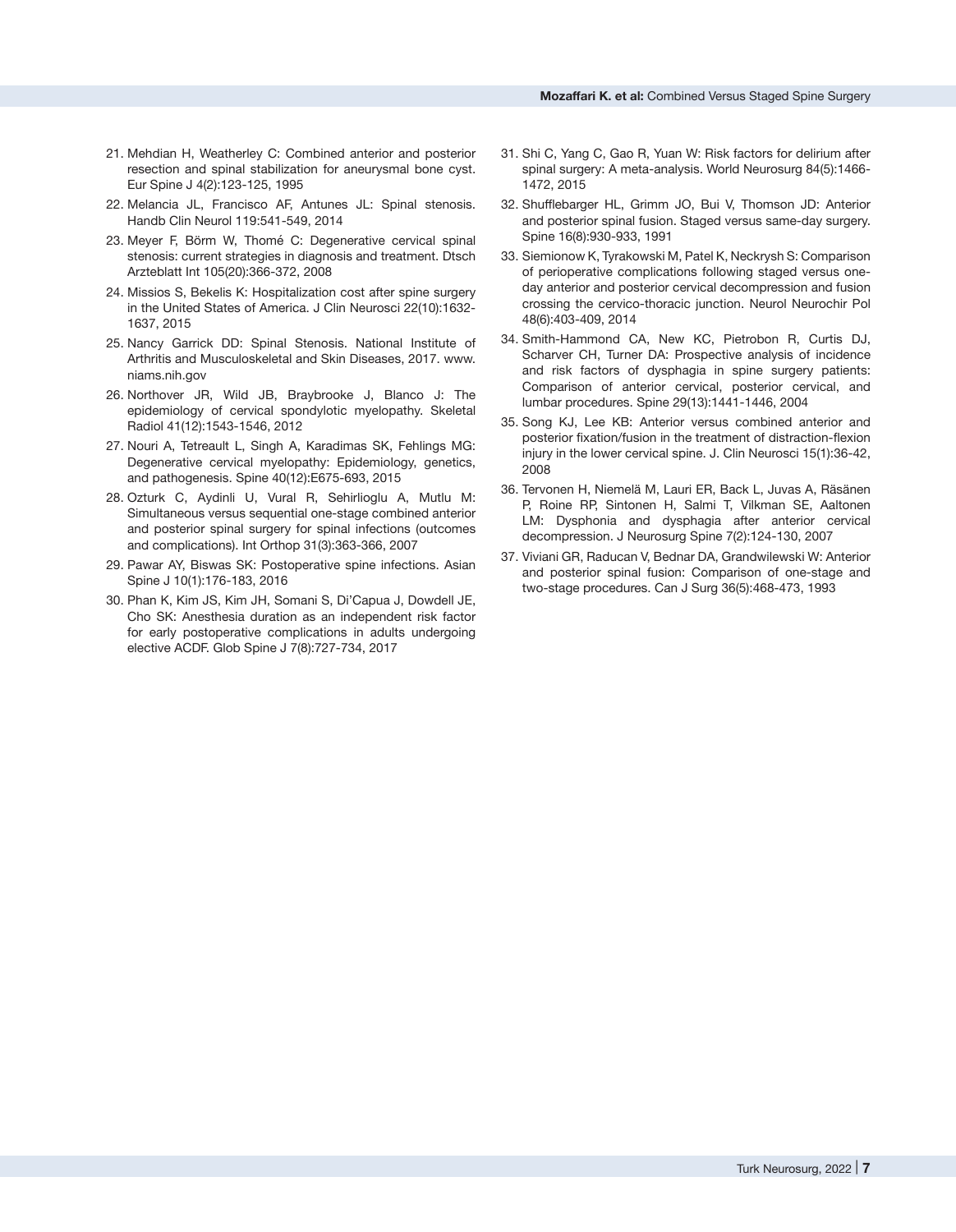21. Mehdian H, Weatherley C: Combined anterior and posterior resection and spinal stabilization for aneurysmal bone cyst. Eur Spine J 4(2):123-125, 1995
22. Melancia JL, Francisco AF, Antunes JL: Spinal stenosis. Handb Clin Neurol 119:541-549, 2014
23. Meyer F, Börm W, Thomé C: Degenerative cervical spinal stenosis: current strategies in diagnosis and treatment. Dtsch Arzteblatt Int 105(20):366-372, 2008
24. Missios S, Bekelis K: Hospitalization cost after spine surgery in the United States of America. J Clin Neurosci 22(10):1632-1637, 2015
25. Nancy Garrick DD: Spinal Stenosis. National Institute of Arthritis and Musculoskeletal and Skin Diseases, 2017. www.niams.nih.gov
26. Northover JR, Wild JB, Braybrooke J, Blanco J: The epidemiology of cervical spondylotic myelopathy. Skeletal Radiol 41(12):1543-1546, 2012
27. Nouri A, Tetreault L, Singh A, Karadimas SK, Fehlings MG: Degenerative cervical myelopathy: Epidemiology, genetics, and pathogenesis. Spine 40(12):E675-693, 2015
28. Ozturk C, Aydinli U, Vural R, Sehirlioglu A, Mutlu M: Simultaneous versus sequential one-stage combined anterior and posterior spinal surgery for spinal infections (outcomes and complications). Int Orthop 31(3):363-366, 2007
29. Pawar AY, Biswas SK: Postoperative spine infections. Asian Spine J 10(1):176-183, 2016
30. Phan K, Kim JS, Kim JH, Somani S, Di'Capua J, Dowdell JE, Cho SK: Anesthesia duration as an independent risk factor for early postoperative complications in adults undergoing elective ACDF. Glob Spine J 7(8):727-734, 2017
31. Shi C, Yang C, Gao R, Yuan W: Risk factors for delirium after spinal surgery: A meta-analysis. World Neurosurg 84(5):1466-1472, 2015
32. Shufflebarger HL, Grimm JO, Bui V, Thomson JD: Anterior and posterior spinal fusion. Staged versus same-day surgery. Spine 16(8):930-933, 1991
33. Siemionow K, Tyrakowski M, Patel K, Neckrysh S: Comparison of perioperative complications following staged versus one-day anterior and posterior cervical decompression and fusion crossing the cervico-thoracic junction. Neurol Neurochir Pol 48(6):403-409, 2014
34. Smith-Hammond CA, New KC, Pietrobon R, Curtis DJ, Scharver CH, Turner DA: Prospective analysis of incidence and risk factors of dysphagia in spine surgery patients: Comparison of anterior cervical, posterior cervical, and lumbar procedures. Spine 29(13):1441-1446, 2004
35. Song KJ, Lee KB: Anterior versus combined anterior and posterior fixation/fusion in the treatment of distraction-flexion injury in the lower cervical spine. J. Clin Neurosci 15(1):36-42, 2008
36. Tervonen H, Niemelä M, Lauri ER, Back L, Juvas A, Räsänen P, Roine RP, Sintonen H, Salmi T, Vilkman SE, Aaltonen LM: Dysphonia and dysphagia after anterior cervical decompression. J Neurosurg Spine 7(2):124-130, 2007
37. Viviani GR, Raducan V, Bednar DA, Grandwilewski W: Anterior and posterior spinal fusion: Comparison of one-stage and two-stage procedures. Can J Surg 36(5):468-473, 1993